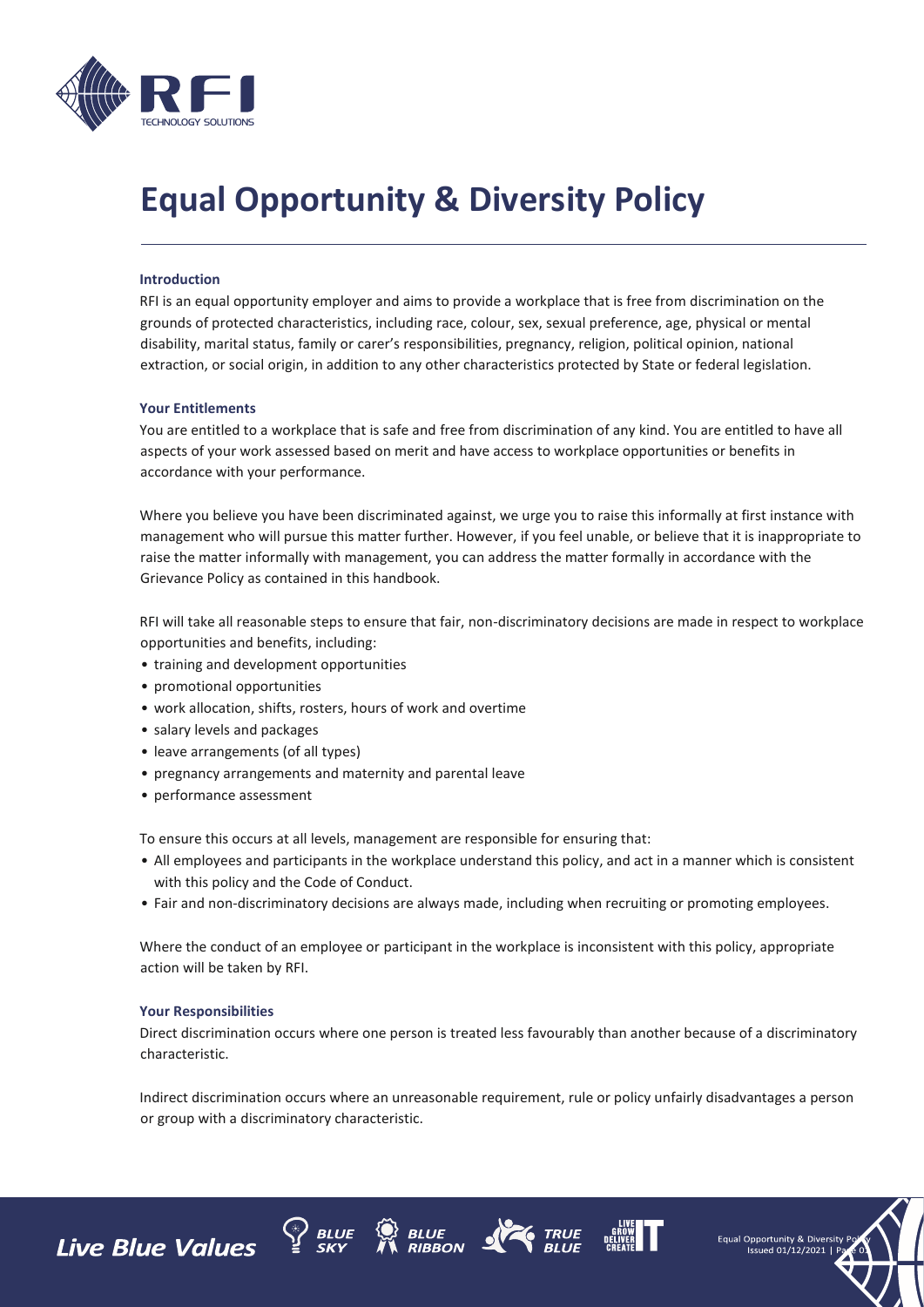# Equal Opportunity & Diversity Policy

### Introduction

RFI is an equal opportunity employer and aims to provide a workplace that is free from discrimination on the grounds of protected characteristics, including race, colour, sex, sexual preference, age, physical or mental disability, marital status, family or carer's responsibilities, pregnancy, religion, political opinion, national extraction, or social origin, in addition to any other characteristics protected by State or federal legislation.

### Your Entitlements

You are entitled to a workplace that is safe and free from discrimination of any kind. You are entitled to have all aspects of your work assessed based on merit and have access to workplace opportunities or benefits in accordance with your performance.

Where you believe you have been discriminated against, we urge you to raise this informally at first instance with management who will pursue this matter further. However, if you feel unable, or believe that it is inappropriate to raise the matter informally with management, you can address the matter formally in accordance with the Grievance Policy as contained in this handbook.

RFI will take all reasonable steps to ensure that fair, non-discriminatory decisions are made in respect to workplace opportunities and benefits, including:

- training and development opportunities
- promotional opportunities
- work allocation, shifts, rosters, hours of work and overtime
- salary levels and packages
- leave arrangements (of all types)
- pregnancy arrangements and maternity and parental leave
- performance assessment

To ensure this occurs at all levels, management are responsible for ensuring that:

- All employees and participants in the workplace understand this policy, and act in a manner which is consistent with this policy and the Code of Conduct.
- Fair and non-discriminatory decisions are always made, including when recruiting or promoting employees.

Where the conduct of an employee or participant in the workplace is inconsistent with this policy, appropriate action will be taken by RFI.

### Your Responsibilities

Direct discrimination occurs where one person is treated less favourably than another because of a discriminatory characteristic.

Indirect discrimination occurs where an unreasonable requirement, rule or policy unfairly disadvantages a person or group with a discriminatory characteristic.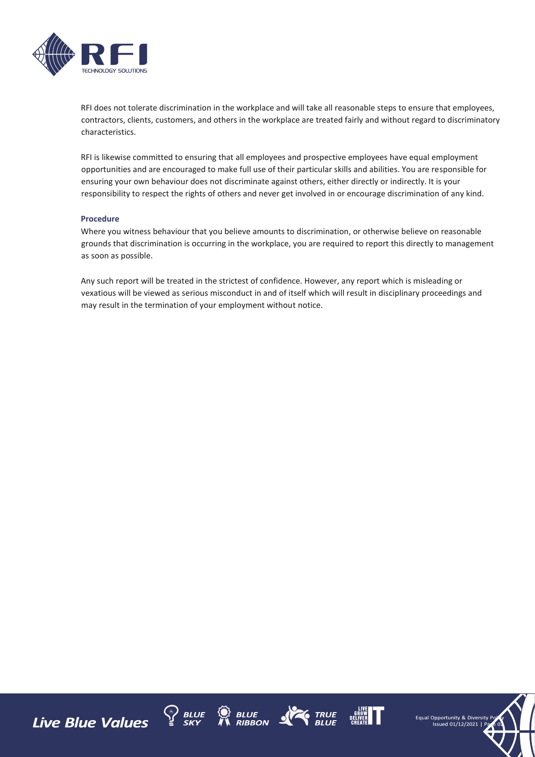RFI does not tolerate discrimination in the workplace and will take all reasonable steps to ensure that employees, contractors, clients, customers, and others in the workplace are treated fairly and without regard to discriminatory characteristics.

RFI is likewise committed to ensuring that all employees and prospective employees have equal employment opportunities and are encouraged to make full use of their particular skills and abilities. You are responsible for ensuring your own behaviour does not discriminate against others, either directly or indirectly. It is your responsibility to respect the rights of others and never get involved in or encourage discrimination of any kind.

### Procedure

Where you witness behaviour that you believe amounts to discrimination, or otherwise believe on reasonable grounds that discrimination is occurring in the workplace, you are required to report this directly to management as soon as possible.

Any such report will be treated in the strictest of confidence. However, any report which is misleading or vexatious will be viewed as serious misconduct in and of itself which will result in disciplinary proceedings and may result in the termination of your employment without notice.